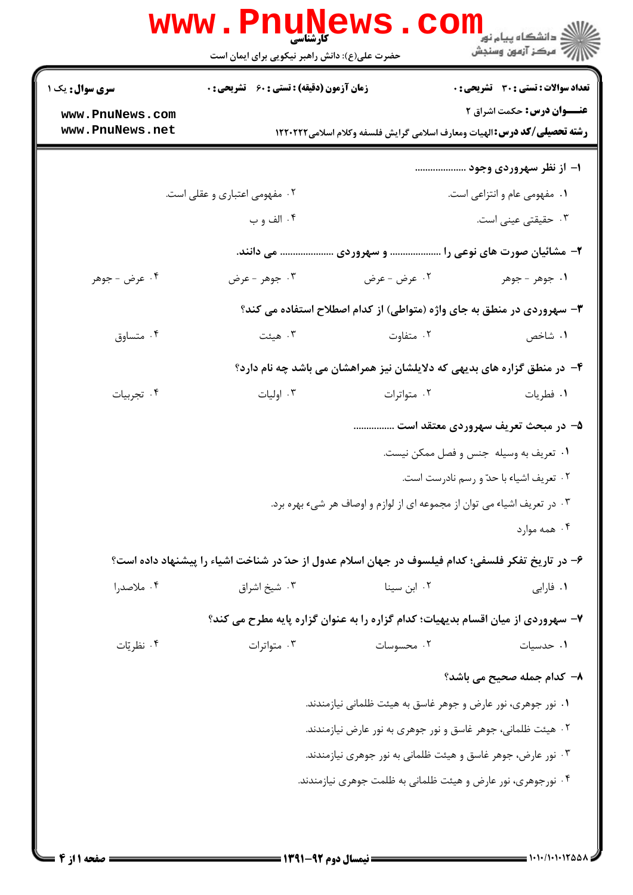کارشناسی

حضرت علی(ع): دانش راهبر نیکویی برای ایمان است

دانشگاه پیام نور
مرکز آزمون وسنجش

**سری سوال:** یک ۱

**زمان آزمون (دقیقه) : تستی : ۶۰ تشریحی : ۰**

**تعداد سوالات : تستی : ۳۰ تشریحی : ۰**

**عنـــوان درس:** حکمت اشراق ۲

**رشته تحصیلی/کد درس:** الهیات ومعارف اسلامی گرایش فلسفه وکلام اسلامی۱۲۲۰۲۲۲

**۱- از نظر سهروردی وجود ....................**

۱. مفهومی عام و انتزاعی است.
۲. مفهومی اعتباری و عقلی است.
۳. حقیقتی عینی است.
۴. الف و ب

**۲- مشائیان صورت های نوعی را .................. و سهروردی .................. می دانند.**

۱. جوهر - جوهر
۲. عرض - عرض
۳. جوهر - عرض
۴. عرض - جوهر

**۳- سهروردی در منطق به جای واژه (متواطی) از کدام اصطلاح استفاده می کند؟**

۱. شاخص
۲. متفاوت
۳. هیئت
۴. متساوق

**۴- در منطق گزاره های بدیهی که دلایلشان نیز همراهشان می باشد چه نام دارد؟**

۱. فطریات
۲. متواترات
۳. اولیات
۴. تجربیات

**۵- در مبحث تعریف سهروردی معتقد است ................**

۱. تعریف به وسیله جنس و فصل ممکن نیست.
۲. تعریف اشیاء با حدّ و رسم نادرست است.
۳. در تعریف اشیاء می توان از مجموعه ای از لوازم و اوصاف هر شیء بهره برد.
۴. همه موارد

**۶- در تاریخ تفکر فلسفی؛ کدام فیلسوف در جهان اسلام عدول از حدّ در شناخت اشیاء را پیشنهاد داده است؟**

۱. فارابی
۲. ابن سینا
۳. شیخ اشراق
۴. ملاصدرا

**۷- سهروردی از میان اقسام بدیهیات؛ کدام گزاره را به عنوان گزاره پایه مطرح می کند؟**

۱. حدسیات
۲. محسوسات
۳. متواترات
۴. نظریّات

**۸- کدام جمله صحیح می باشد؟**

۱. نور جوهری، نور عارض و جوهر غاسق به هیئت ظلمانی نیازمندند.
۲. هیئت ظلمانی، جوهر غاسق و نور جوهری به نور عارض نیازمندند.
۳. نور عارض، جوهر غاسق و هیئت ظلمانی به نور جوهری نیازمندند.
۴. نورجوهری، نور عارض و هیئت ظلمانی به ظلمت جوهری نیازمندند.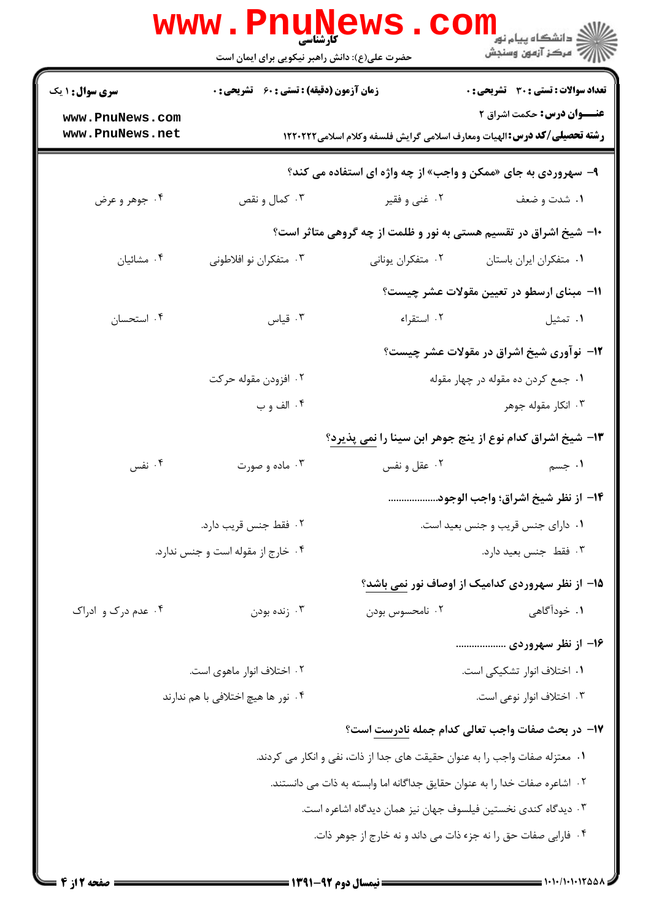۹- سهروردی به جای «ممکن و واجب» از چه واژه ای استفاده می کند؟

۱. شدت و ضعف
۲. غنی و فقیر
۳. کمال و نقص
۴. جوهر و عرض

۱۰- شیخ اشراق در تقسیم هستی به نور و ظلمت از چه گروهی متاثر است؟

۱. متفکران ایران باستان
۲. متفکران یونانی
۳. متفکران نو افلاطونی
۴. مشائیان

۱۱- مبنای ارسطو در تعیین مقولات عشر چیست؟

۱. تمثیل
۲. استقراء
۳. قیاس
۴. استحسان

۱۲- نوآوری شیخ اشراق در مقولات عشر چیست؟

۱. جمع کردن ده مقوله در چهار مقوله
۲. افزودن مقوله حرکت
۳. انکار مقوله جوهر
۴. الف و ب

۱۳- شیخ اشراق کدام نوع از پنج جوهر ابن سینا را نمی پذیرد؟

۱. جسم
۲. عقل و نفس
۳. ماده و صورت
۴. نفس

۱۴- از نظر شیخ اشراق؛ واجب الوجود..................

۱. دارای جنس قریب و جنس بعید است.
۲. فقط جنس قریب دارد.
۳. فقط جنس بعید دارد.
۴. خارج از مقوله است و جنس ندارد.

۱۵- از نظر سهروردی کدامیک از اوصاف نور نمی باشد؟

۱. خودآگاهی
۲. نامحسوس بودن
۳. زنده بودن
۴. عدم درک و ادراک

۱۶- از نظر سهروردی ..................

۱. اختلاف انوار تشکیکی است.
۲. اختلاف انوار ماهوی است.
۳. اختلاف انوار نوعی است.
۴. نور ها هیچ اختلافی با هم ندارند

۱۷- در بحث صفات واجب تعالی کدام جمله نادرست است؟

۱. معتزله صفات واجب را به عنوان حقیقت های جدا از ذات، نفی و انکار می کردند.
۲. اشاعره صفات خدا را به عنوان حقایق جداگانه اما وابسته به ذات می دانستند.
۳. دیدگاه کندی نخستین فیلسوف جهان نیز همان دیدگاه اشاعره است.
۴. فارابی صفات حق را نه جزء ذات می داند و نه خارج از جوهر ذات.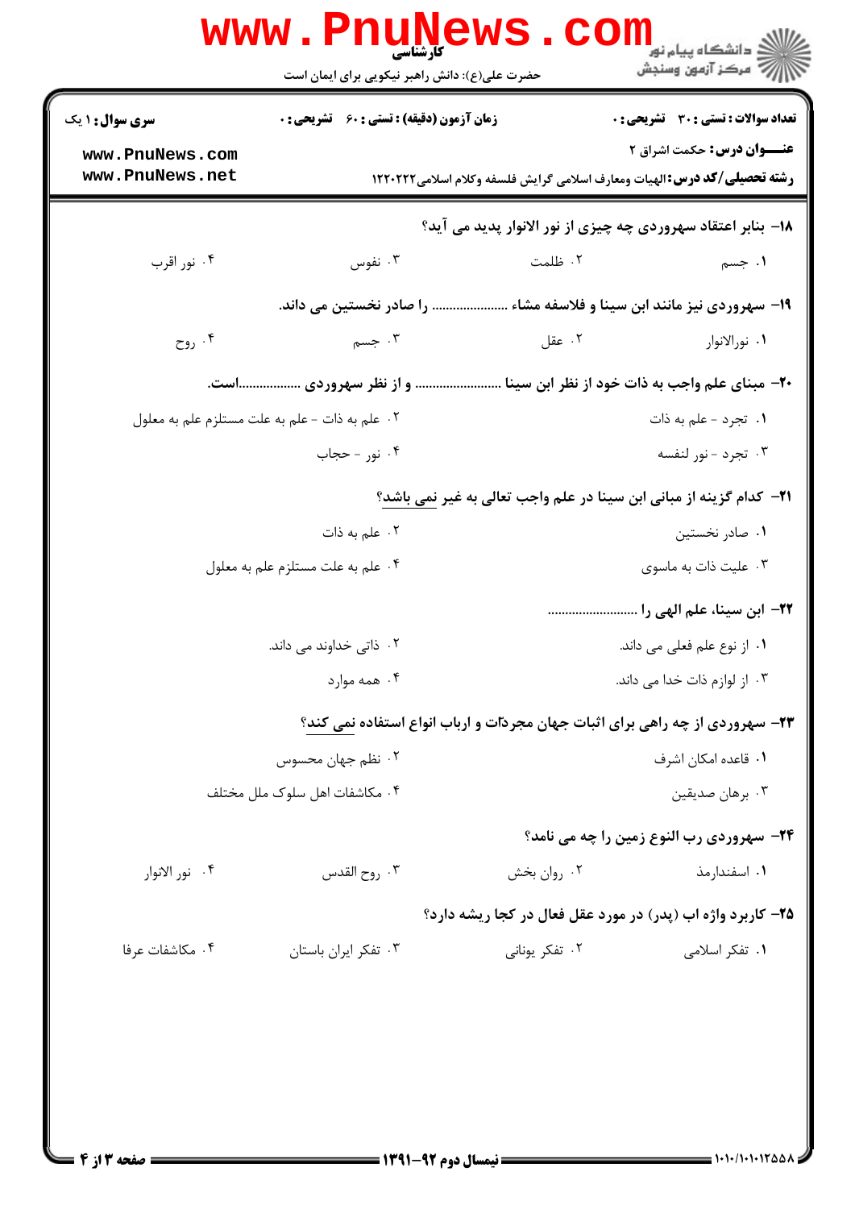**سری سوال:** ۱ یک | **زمان آزمون (دقیقه) : تستی :** ۶۰ **تشریحی :** ۰ | **تعداد سوالات : تستی :** ۳۰ **تشریحی :** ۰

**عنـــوان درس:** حکمت اشراق ۲

**رشته تحصیلی/کد درس:** الهیات ومعارف اسلامی گرایش فلسفه وکلام اسلامی ۱۲۲۰۲۲۲

۱۸- بنابر اعتقاد سهروردی چه چیزی از نور الانوار پدید می آید؟

۱. جسم
۲. ظلمت
۳. نفوس
۴. نور اقرب

۱۹- سهروردی نیز مانند ابن سینا و فلاسفه مشاء .................... را صادر نخستین می داند.

۱. نورالانوار
۲. عقل
۳. جسم
۴. روح

۲۰- مبنای علم واجب به ذات خود از نظر ابن سینا ...................... و از نظر سهروردی ...............است.

۱. تجرد - علم به ذات
۲. علم به ذات - علم به علت مستلزم علم به معلول
۳. تجرد - نور لنفسه
۴. نور - حجاب

۲۱- کدام گزینه از مبانی ابن سینا در علم واجب تعالی به غیر نمی باشد؟

۱. صادر نخستین
۲. علم به ذات
۳. علیت ذات به ماسوی
۴. علم به علت مستلزم علم به معلول

۲۲- ابن سینا، علم الهی را ........................

۱. از نوع علم فعلی می داند.
۲. ذاتی خداوند می داند.
۳. از لوازم ذات خدا می داند.
۴. همه موارد

۲۳- سهروردی از چه راهی برای اثبات جهان مجردات و ارباب انواع استفاده نمی کند؟

۱. قاعده امکان اشرف
۲. نظم جهان محسوس
۳. برهان صدیقین
۴. مکاشفات اهل سلوک ملل مختلف

۲۴- سهروردی رب النوع زمین را چه می نامد؟

۱. اسفندارمذ
۲. روان بخش
۳. روح القدس
۴. نور الانوار

۲۵- کاربرد واژه اب (پدر) در مورد عقل فعال در کجا ریشه دارد؟

۱. تفکر اسلامی
۲. تفکر یونانی
۳. تفکر ایران باستان
۴. مکاشفات عرفا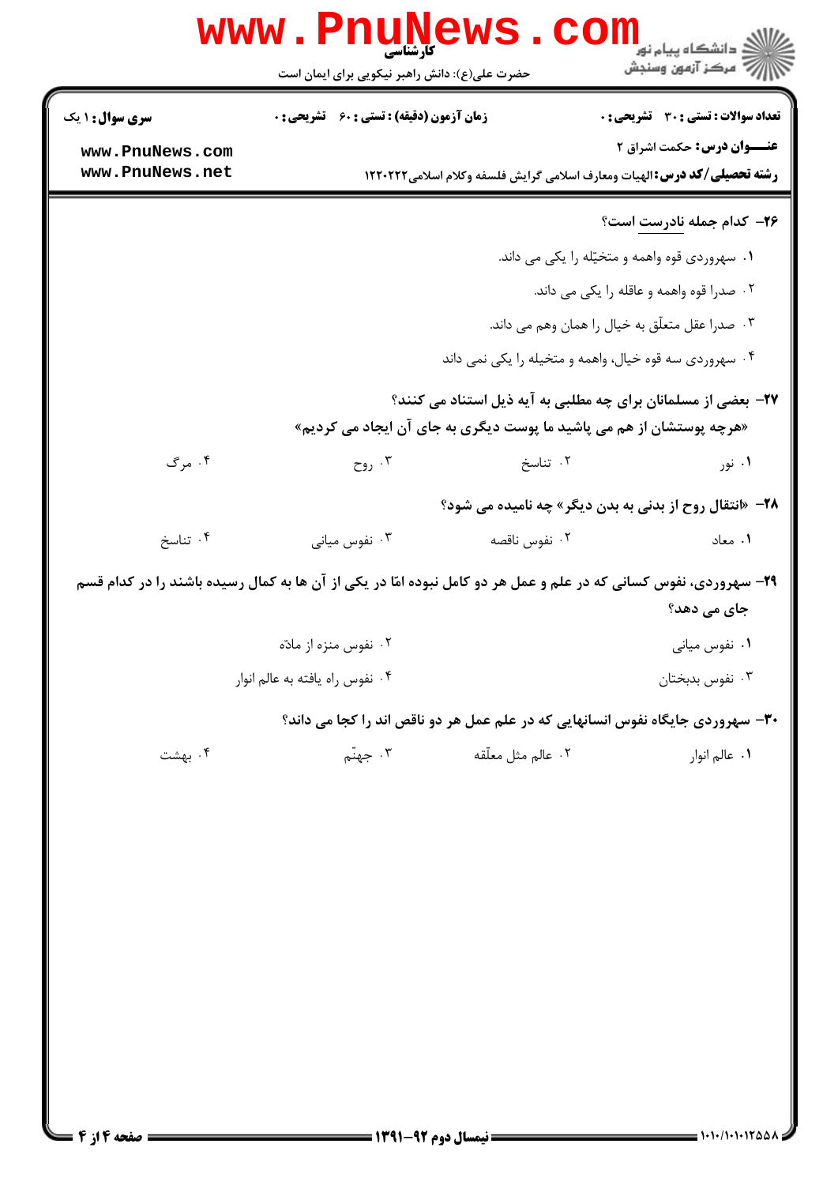**۲۶- کدام جمله نادرست است؟**

۱. سهروردی قوه واهمه و متخیّله را یکی می داند.

۲. صدرا قوه واهمه و عاقله را یکی می داند.

۳. صدرا عقل متعلّق به خیال را همان وهم می داند.

۴. سهروردی سه قوه خیال، واهمه و متخیله را یکی نمی داند

**۲۷- بعضی از مسلمانان برای چه مطلبی به آیه ذیل استناد می کنند؟**

**«هرچه پوستشان از هم می پاشید ما پوست دیگری به جای آن ایجاد می کردیم»**

۱. نور ۲. تناسخ ۳. روح ۴. مرگ

**۲۸- «انتقال روح از بدنی به بدن دیگر» چه نامیده می شود؟**

۱. معاد ۲. نفوس ناقصه ۳. نفوس میانی ۴. تناسخ

**۲۹- سهروردی، نفوس کسانی که در علم و عمل هر دو کامل نبوده امّا در یکی از آن ها به کمال رسیده باشند را در کدام قسم جای می دهد؟**

۱. نفوس میانی ۲. نفوس منزه از مادّه

۳. نفوس بدبختان ۴. نفوس راه یافته به عالم انوار

**۳۰- سهروردی جایگاه نفوس انسانهایی که در علم عمل هر دو ناقص اند را کجا می داند؟**

۱. عالم انوار ۲. عالم مثل معلّقه ۳. جهنّم ۴. بهشت